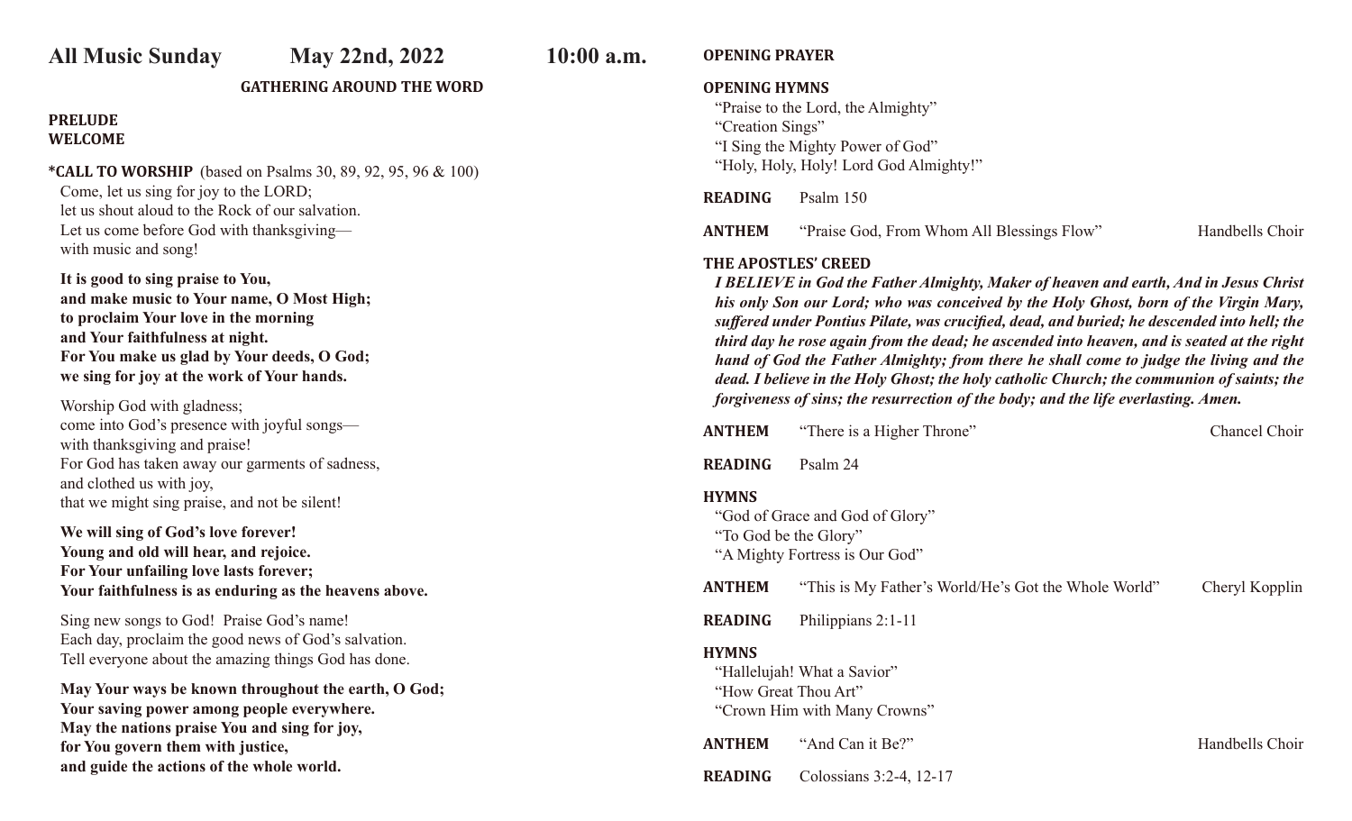**All Music Sunday** **May 22nd, 2022** **10:00 a.m.**

## GATHERING AROUND THE WORD

**PRELUDE**
**WELCOME**

***CALL TO WORSHIP** (based on Psalms 30, 89, 92, 95, 96 & 100)

Come, let us sing for joy to the LORD;
let us shout aloud to the Rock of our salvation.
Let us come before God with thanksgiving—
with music and song!

**It is good to sing praise to You,**
**and make music to Your name, O Most High;**
**to proclaim Your love in the morning**
**and Your faithfulness at night.**
**For You make us glad by Your deeds, O God;**
**we sing for joy at the work of Your hands.**

Worship God with gladness;
come into God's presence with joyful songs—
with thanksgiving and praise!
For God has taken away our garments of sadness,
and clothed us with joy,
that we might sing praise, and not be silent!

**We will sing of God's love forever!**
**Young and old will hear, and rejoice.**
**For Your unfailing love lasts forever;**
**Your faithfulness is as enduring as the heavens above.**

Sing new songs to God! Praise God's name!
Each day, proclaim the good news of God's salvation.
Tell everyone about the amazing things God has done.

**May Your ways be known throughout the earth, O God;**
**Your saving power among people everywhere.**
**May the nations praise You and sing for joy,**
**for You govern them with justice,**
**and guide the actions of the whole world.**

**OPENING PRAYER**

**OPENING HYMNS**
"Praise to the Lord, the Almighty"
"Creation Sings"
"I Sing the Mighty Power of God"
"Holy, Holy, Holy! Lord God Almighty!"

**READING** Psalm 150

**ANTHEM** "Praise God, From Whom All Blessings Flow" Handbells Choir

**THE APOSTLES' CREED**
***I BELIEVE in God the Father Almighty, Maker of heaven and earth, And in Jesus Christ his only Son our Lord; who was conceived by the Holy Ghost, born of the Virgin Mary, suffered under Pontius Pilate, was crucified, dead, and buried; he descended into hell; the third day he rose again from the dead; he ascended into heaven, and is seated at the right hand of God the Father Almighty; from there he shall come to judge the living and the dead. I believe in the Holy Ghost; the holy catholic Church; the communion of saints; the forgiveness of sins; the resurrection of the body; and the life everlasting. Amen.***

**ANTHEM** "There is a Higher Throne" Chancel Choir

**READING** Psalm 24

**HYMNS**
"God of Grace and God of Glory"
"To God be the Glory"
"A Mighty Fortress is Our God"

**ANTHEM** "This is My Father's World/He's Got the Whole World" Cheryl Kopplin

**READING** Philippians 2:1-11

**HYMNS**
"Hallelujah! What a Savior"
"How Great Thou Art"
"Crown Him with Many Crowns"

**ANTHEM** "And Can it Be?" Handbells Choir

**READING** Colossians 3:2-4, 12-17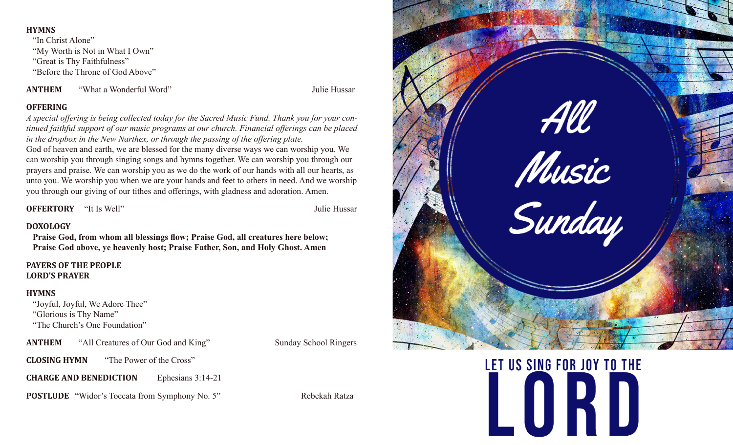**HYMNS**

"In Christ Alone"
"My Worth is Not in What I Own"
"Great is Thy Faithfulness"
"Before the Throne of God Above"

**ANTHEM** "What a Wonderful Word" Julie Hussar

**OFFERING**

*A special offering is being collected today for the Sacred Music Fund. Thank you for your continued faithful support of our music programs at our church. Financial offerings can be placed in the dropbox in the New Narthex, or through the passing of the offering plate.*

God of heaven and earth, we are blessed for the many diverse ways we can worship you. We can worship you through singing songs and hymns together. We can worship you through our prayers and praise. We can worship you as we do the work of our hands with all our hearts, as unto you. We worship you when we are your hands and feet to others in need. And we worship you through our giving of our tithes and offerings, with gladness and adoration. Amen.

**OFFERTORY** "It Is Well" Julie Hussar

**DOXOLOGY**

**Praise God, from whom all blessings flow; Praise God, all creatures here below;**
**Praise God above, ye heavenly host; Praise Father, Son, and Holy Ghost. Amen**

**PAYERS OF THE PEOPLE**
**LORD'S PRAYER**

**HYMNS**

"Joyful, Joyful, We Adore Thee"
"Glorious is Thy Name"
"The Church's One Foundation"

**ANTHEM** "All Creatures of Our God and King" Sunday School Ringers

**CLOSING HYMN** "The Power of the Cross"

**CHARGE AND BENEDICTION** Ephesians 3:14-21

**POSTLUDE** "Widor's Toccata from Symphony No. 5" Rebekah Ratza

All Music Sunday

LET US SING FOR JOY TO THE

LORD